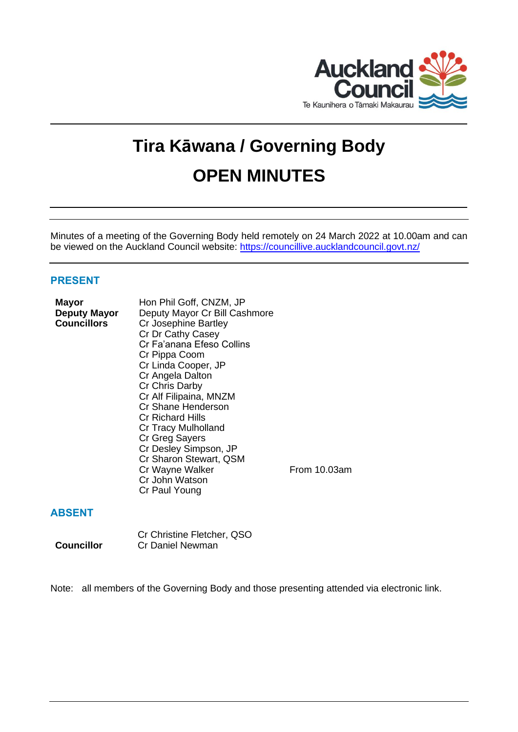# Tira Kāwana / Governing Body

# OPEN MINUTES

Minutes of a meeting of the Governing Body held remotely on 24 March 2022 at 10.00am and can be viewed on the Auckland Council website: https://councillive.aucklandcouncil.govt.nz/

## PRESENT

| | | |
|---|---|---|
| **Mayor** | Hon Phil Goff, CNZM, JP | |
| **Deputy Mayor** | Deputy Mayor Cr Bill Cashmore | |
| **Councillors** | Cr Josephine Bartley | |
| | Cr Dr Cathy Casey | |
| | Cr Fa'anana Efeso Collins | |
| | Cr Pippa Coom | |
| | Cr Linda Cooper, JP | |
| | Cr Angela Dalton | |
| | Cr Chris Darby | |
| | Cr Alf Filipaina, MNZM | |
| | Cr Shane Henderson | |
| | Cr Richard Hills | |
| | Cr Tracy Mulholland | |
| | Cr Greg Sayers | |
| | Cr Desley Simpson, JP | |
| | Cr Sharon Stewart, QSM | |
| | Cr Wayne Walker | From 10.03am |
| | Cr John Watson | |
| | Cr Paul Young | |

## ABSENT

| | |
|---|---|
| | Cr Christine Fletcher, QSO |
| **Councillor** | Cr Daniel Newman |

Note: all members of the Governing Body and those presenting attended via electronic link.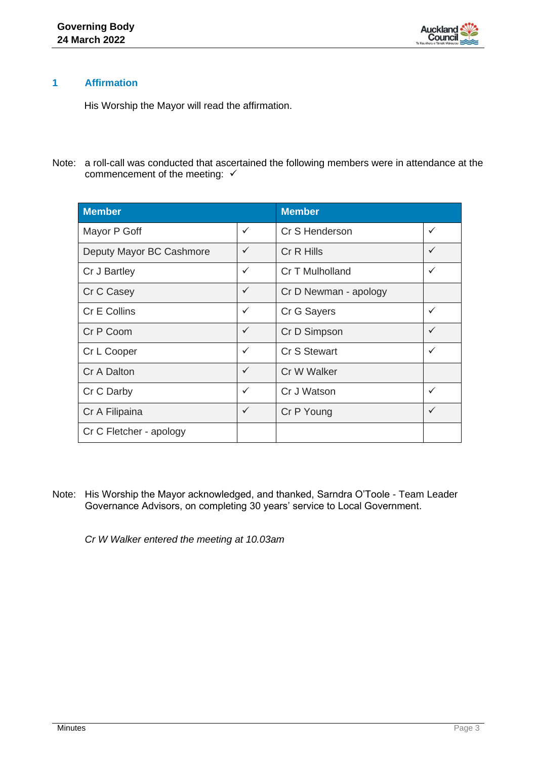## 1 Affirmation

His Worship the Mayor will read the affirmation.

Note: a roll-call was conducted that ascertained the following members were in attendance at the commencement of the meeting: ✓

| Member | | Member | |
|---|---|---|---|
| Mayor P Goff | ✓ | Cr S Henderson | ✓ |
| Deputy Mayor BC Cashmore | ✓ | Cr R Hills | ✓ |
| Cr J Bartley | ✓ | Cr T Mulholland | ✓ |
| Cr C Casey | ✓ | Cr D Newman - apology | |
| Cr E Collins | ✓ | Cr G Sayers | ✓ |
| Cr P Coom | ✓ | Cr D Simpson | ✓ |
| Cr L Cooper | ✓ | Cr S Stewart | ✓ |
| Cr A Dalton | ✓ | Cr W Walker | |
| Cr C Darby | ✓ | Cr J Watson | ✓ |
| Cr A Filipaina | ✓ | Cr P Young | ✓ |
| Cr C Fletcher - apology | | | |

Note: His Worship the Mayor acknowledged, and thanked, Sarndra O'Toole - Team Leader Governance Advisors, on completing 30 years' service to Local Government.

*Cr W Walker entered the meeting at 10.03am*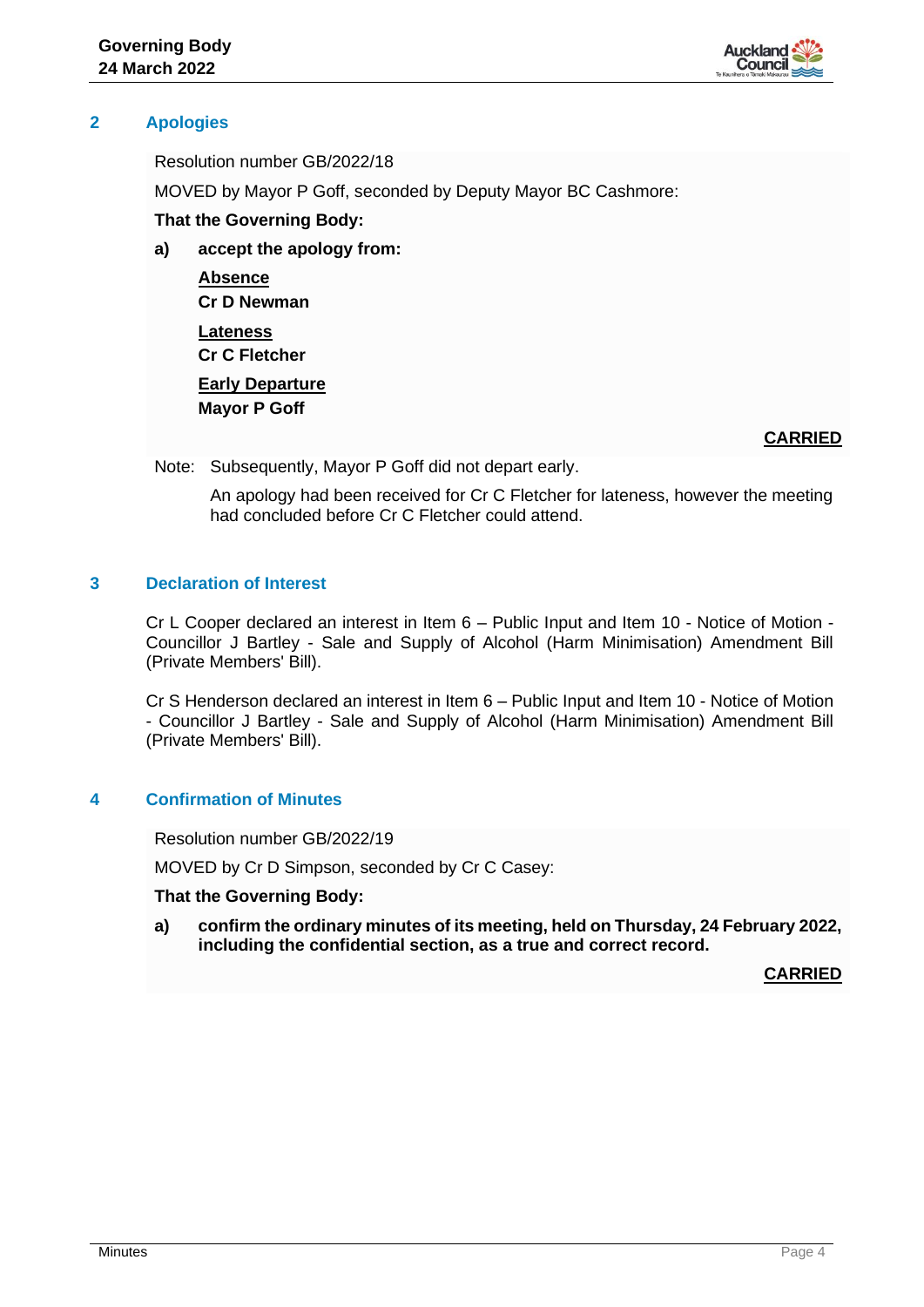## 2 Apologies

Resolution number GB/2022/18

MOVED by Mayor P Goff, seconded by Deputy Mayor BC Cashmore:

**That the Governing Body:**

**a) accept the apology from:**

**Absence**
**Cr D Newman**

**Lateness**
**Cr C Fletcher**

**Early Departure**
**Mayor P Goff**

**CARRIED**

Note: Subsequently, Mayor P Goff did not depart early.

An apology had been received for Cr C Fletcher for lateness, however the meeting had concluded before Cr C Fletcher could attend.

## 3 Declaration of Interest

Cr L Cooper declared an interest in Item 6 – Public Input and Item 10 - Notice of Motion - Councillor J Bartley - Sale and Supply of Alcohol (Harm Minimisation) Amendment Bill (Private Members' Bill).

Cr S Henderson declared an interest in Item 6 – Public Input and Item 10 - Notice of Motion - Councillor J Bartley - Sale and Supply of Alcohol (Harm Minimisation) Amendment Bill (Private Members' Bill).

## 4 Confirmation of Minutes

Resolution number GB/2022/19

MOVED by Cr D Simpson, seconded by Cr C Casey:

**That the Governing Body:**

**a) confirm the ordinary minutes of its meeting, held on Thursday, 24 February 2022, including the confidential section, as a true and correct record.**

**CARRIED**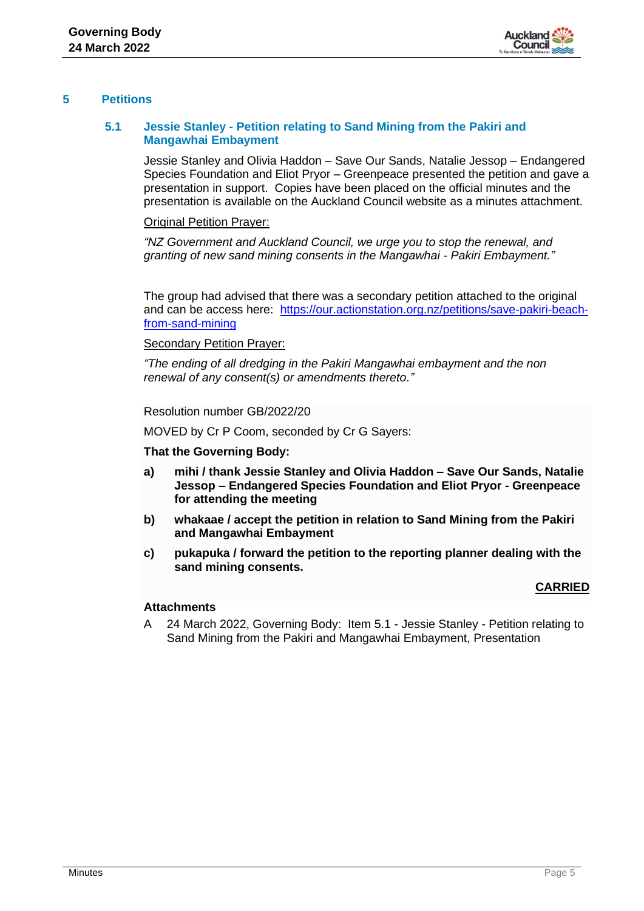## 5 Petitions

### 5.1 Jessie Stanley - Petition relating to Sand Mining from the Pakiri and Mangawhai Embayment

Jessie Stanley and Olivia Haddon – Save Our Sands, Natalie Jessop – Endangered Species Foundation and Eliot Pryor – Greenpeace presented the petition and gave a presentation in support. Copies have been placed on the official minutes and the presentation is available on the Auckland Council website as a minutes attachment.

Original Petition Prayer:

*"NZ Government and Auckland Council, we urge you to stop the renewal, and granting of new sand mining consents in the Mangawhai - Pakiri Embayment."*

The group had advised that there was a secondary petition attached to the original and can be access here: [https://our.actionstation.org.nz/petitions/save-pakiri-beach-from-sand-mining](https://our.actionstation.org.nz/petitions/save-pakiri-beach-from-sand-mining)

Secondary Petition Prayer:

*"The ending of all dredging in the Pakiri Mangawhai embayment and the non renewal of any consent(s) or amendments thereto."*

Resolution number GB/2022/20

MOVED by Cr P Coom, seconded by Cr G Sayers:

**That the Governing Body:**

**a) mihi / thank Jessie Stanley and Olivia Haddon – Save Our Sands, Natalie Jessop – Endangered Species Foundation and Eliot Pryor - Greenpeace for attending the meeting**

**b) whakaae / accept the petition in relation to Sand Mining from the Pakiri and Mangawhai Embayment**

**c) pukapuka / forward the petition to the reporting planner dealing with the sand mining consents.**

**CARRIED**

**Attachments**

A 24 March 2022, Governing Body: Item 5.1 - Jessie Stanley - Petition relating to Sand Mining from the Pakiri and Mangawhai Embayment, Presentation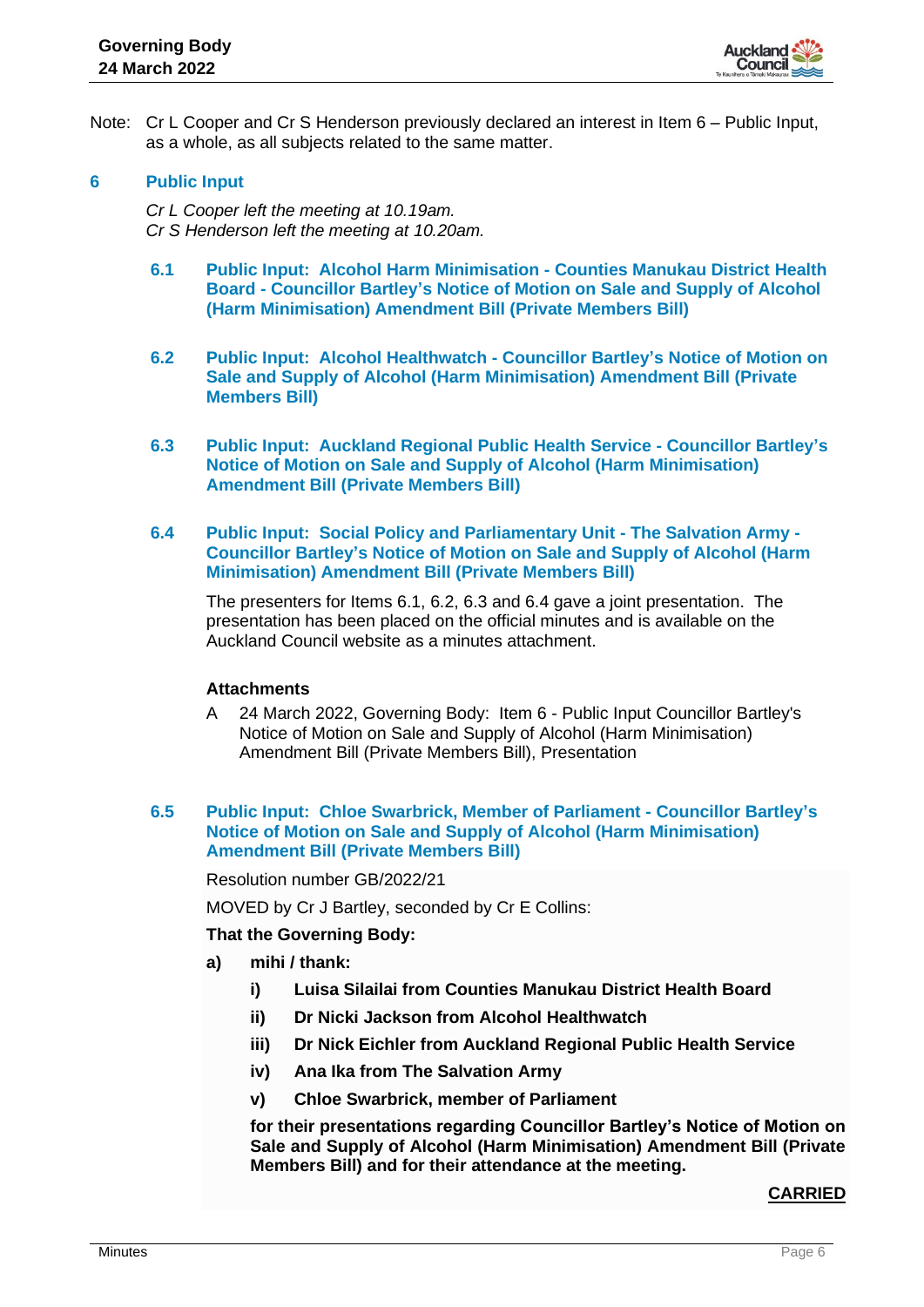Note: Cr L Cooper and Cr S Henderson previously declared an interest in Item 6 – Public Input, as a whole, as all subjects related to the same matter.

## 6 Public Input

*Cr L Cooper left the meeting at 10.19am.*
*Cr S Henderson left the meeting at 10.20am.*

### 6.1 Public Input: Alcohol Harm Minimisation - Counties Manukau District Health Board - Councillor Bartley's Notice of Motion on Sale and Supply of Alcohol (Harm Minimisation) Amendment Bill (Private Members Bill)

### 6.2 Public Input: Alcohol Healthwatch - Councillor Bartley's Notice of Motion on Sale and Supply of Alcohol (Harm Minimisation) Amendment Bill (Private Members Bill)

### 6.3 Public Input: Auckland Regional Public Health Service - Councillor Bartley's Notice of Motion on Sale and Supply of Alcohol (Harm Minimisation) Amendment Bill (Private Members Bill)

### 6.4 Public Input: Social Policy and Parliamentary Unit - The Salvation Army - Councillor Bartley's Notice of Motion on Sale and Supply of Alcohol (Harm Minimisation) Amendment Bill (Private Members Bill)

The presenters for Items 6.1, 6.2, 6.3 and 6.4 gave a joint presentation. The presentation has been placed on the official minutes and is available on the Auckland Council website as a minutes attachment.

**Attachments**

A 24 March 2022, Governing Body: Item 6 - Public Input Councillor Bartley's Notice of Motion on Sale and Supply of Alcohol (Harm Minimisation) Amendment Bill (Private Members Bill), Presentation

### 6.5 Public Input: Chloe Swarbrick, Member of Parliament - Councillor Bartley's Notice of Motion on Sale and Supply of Alcohol (Harm Minimisation) Amendment Bill (Private Members Bill)

Resolution number GB/2022/21

MOVED by Cr J Bartley, seconded by Cr E Collins:

**That the Governing Body:**

**a) mihi / thank:**

- **i) Luisa Silailai from Counties Manukau District Health Board**
- **ii) Dr Nicki Jackson from Alcohol Healthwatch**
- **iii) Dr Nick Eichler from Auckland Regional Public Health Service**
- **iv) Ana Ika from The Salvation Army**
- **v) Chloe Swarbrick, member of Parliament**

**for their presentations regarding Councillor Bartley's Notice of Motion on Sale and Supply of Alcohol (Harm Minimisation) Amendment Bill (Private Members Bill) and for their attendance at the meeting.**

**CARRIED**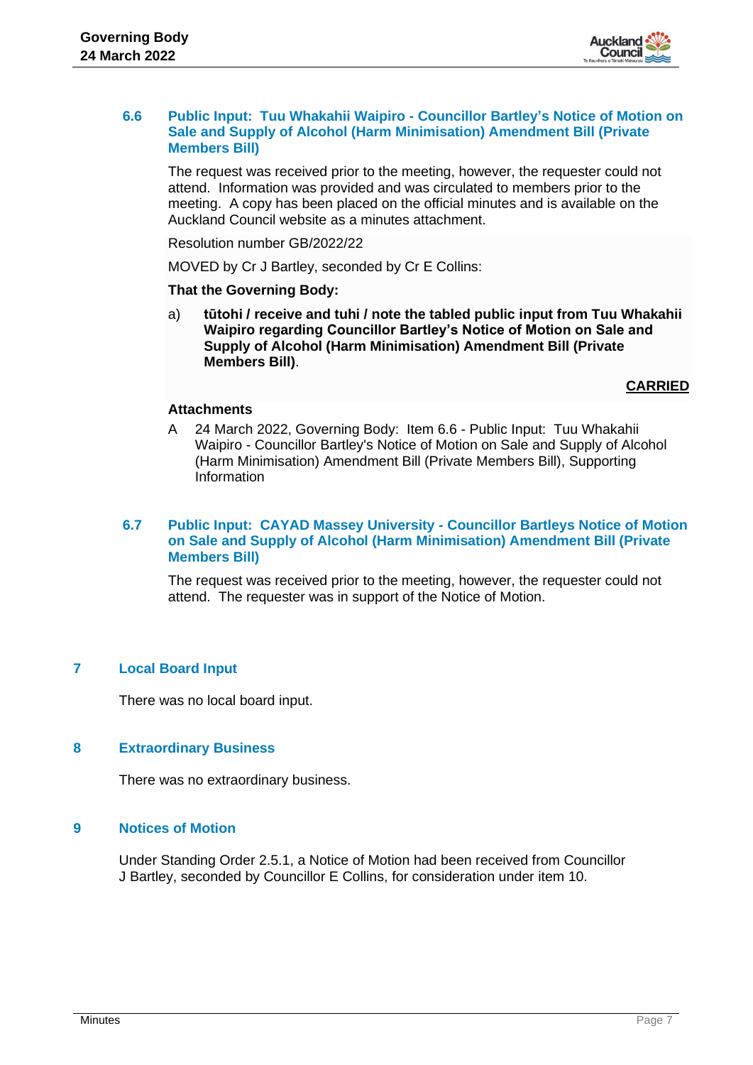### 6.6 Public Input: Tuu Whakahii Waipiro - Councillor Bartley's Notice of Motion on Sale and Supply of Alcohol (Harm Minimisation) Amendment Bill (Private Members Bill)

The request was received prior to the meeting, however, the requester could not attend. Information was provided and was circulated to members prior to the meeting. A copy has been placed on the official minutes and is available on the Auckland Council website as a minutes attachment.

Resolution number GB/2022/22

MOVED by Cr J Bartley, seconded by Cr E Collins:

**That the Governing Body:**

a) **tūtohi / receive and tuhi / note the tabled public input from Tuu Whakahii Waipiro regarding Councillor Bartley's Notice of Motion on Sale and Supply of Alcohol (Harm Minimisation) Amendment Bill (Private Members Bill)**.

**CARRIED**

**Attachments**

A 24 March 2022, Governing Body: Item 6.6 - Public Input: Tuu Whakahii Waipiro - Councillor Bartley's Notice of Motion on Sale and Supply of Alcohol (Harm Minimisation) Amendment Bill (Private Members Bill), Supporting Information

### 6.7 Public Input: CAYAD Massey University - Councillor Bartleys Notice of Motion on Sale and Supply of Alcohol (Harm Minimisation) Amendment Bill (Private Members Bill)

The request was received prior to the meeting, however, the requester could not attend. The requester was in support of the Notice of Motion.

## 7 Local Board Input

There was no local board input.

## 8 Extraordinary Business

There was no extraordinary business.

## 9 Notices of Motion

Under Standing Order 2.5.1, a Notice of Motion had been received from Councillor J Bartley, seconded by Councillor E Collins, for consideration under item 10.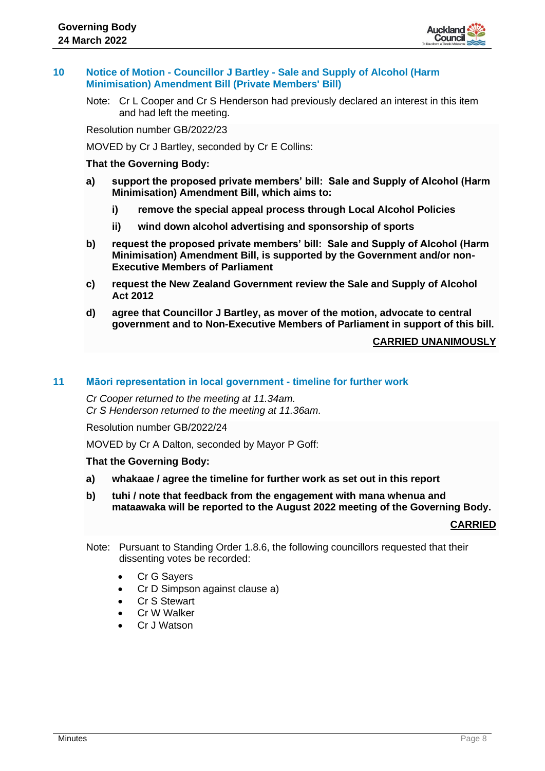## 10 Notice of Motion - Councillor J Bartley - Sale and Supply of Alcohol (Harm Minimisation) Amendment Bill (Private Members' Bill)

Note: Cr L Cooper and Cr S Henderson had previously declared an interest in this item and had left the meeting.

Resolution number GB/2022/23

MOVED by Cr J Bartley, seconded by Cr E Collins:

**That the Governing Body:**

**a) support the proposed private members' bill: Sale and Supply of Alcohol (Harm Minimisation) Amendment Bill, which aims to:**

**i) remove the special appeal process through Local Alcohol Policies**

**ii) wind down alcohol advertising and sponsorship of sports**

**b) request the proposed private members' bill: Sale and Supply of Alcohol (Harm Minimisation) Amendment Bill, is supported by the Government and/or non-Executive Members of Parliament**

**c) request the New Zealand Government review the Sale and Supply of Alcohol Act 2012**

**d) agree that Councillor J Bartley, as mover of the motion, advocate to central government and to Non-Executive Members of Parliament in support of this bill.**

**CARRIED UNANIMOUSLY**

## 11 Māori representation in local government - timeline for further work

*Cr Cooper returned to the meeting at 11.34am.*
*Cr S Henderson returned to the meeting at 11.36am.*

Resolution number GB/2022/24

MOVED by Cr A Dalton, seconded by Mayor P Goff:

**That the Governing Body:**

**a) whakaae / agree the timeline for further work as set out in this report**

**b) tuhi / note that feedback from the engagement with mana whenua and mataawaka will be reported to the August 2022 meeting of the Governing Body.**

**CARRIED**

Note: Pursuant to Standing Order 1.8.6, the following councillors requested that their dissenting votes be recorded:

- Cr G Sayers
- Cr D Simpson against clause a)
- Cr S Stewart
- Cr W Walker
- Cr J Watson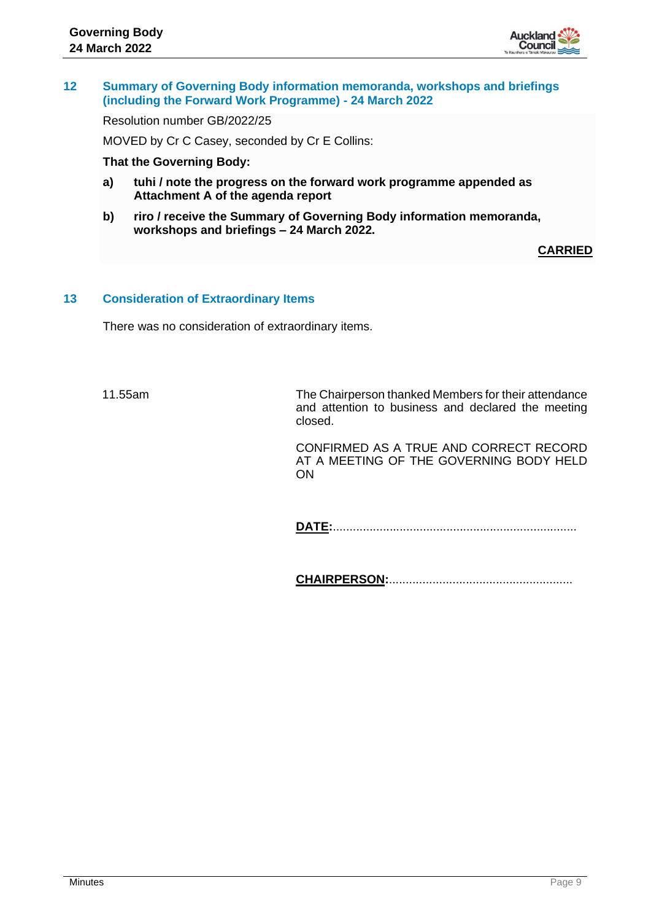## 12 Summary of Governing Body information memoranda, workshops and briefings (including the Forward Work Programme) - 24 March 2022

Resolution number GB/2022/25

MOVED by Cr C Casey, seconded by Cr E Collins:

**That the Governing Body:**

**a) tuhi / note the progress on the forward work programme appended as Attachment A of the agenda report**

**b) riro / receive the Summary of Governing Body information memoranda, workshops and briefings – 24 March 2022.**

**CARRIED**

## 13 Consideration of Extraordinary Items

There was no consideration of extraordinary items.

11.55am

The Chairperson thanked Members for their attendance and attention to business and declared the meeting closed.

CONFIRMED AS A TRUE AND CORRECT RECORD AT A MEETING OF THE GOVERNING BODY HELD ON

**DATE:**.........................................................................

**CHAIRPERSON:**.......................................................